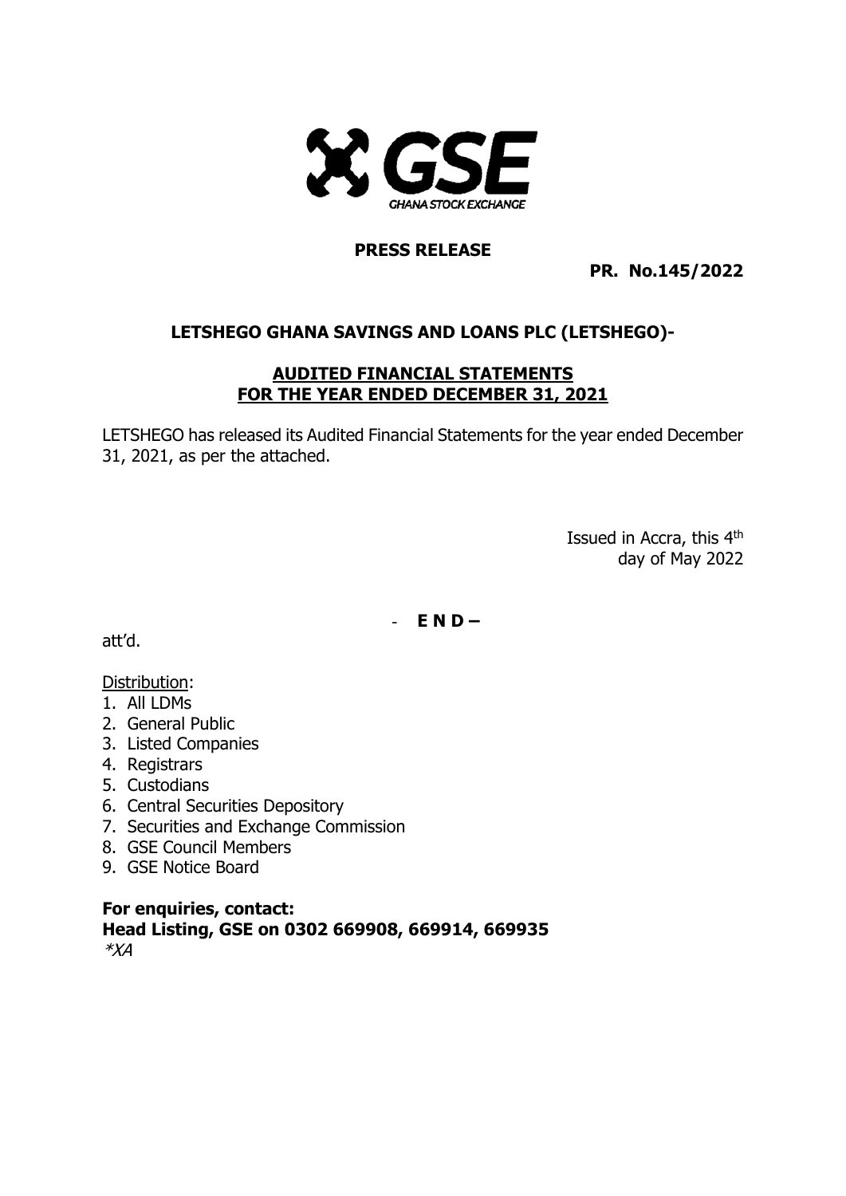GSE

GHANA STOCK EXCHANGE

**PRESS RELEASE**

**PR. No.145/2022**

## LETSHEGO GHANA SAVINGS AND LOANS PLC (LETSHEGO)-

## AUDITED FINANCIAL STATEMENTS FOR THE YEAR ENDED DECEMBER 31, 2021

LETSHEGO has released its Audited Financial Statements for the year ended December 31, 2021, as per the attached.

Issued in Accra, this 4th day of May 2022

\- **E N D –**

att'd.

Distribution:

1. All LDMs
2. General Public
3. Listed Companies
4. Registrars
5. Custodians
6. Central Securities Depository
7. Securities and Exchange Commission
8. GSE Council Members
9. GSE Notice Board

**For enquiries, contact:**
**Head Listing, GSE on 0302 669908, 669914, 669935**
*\*XA*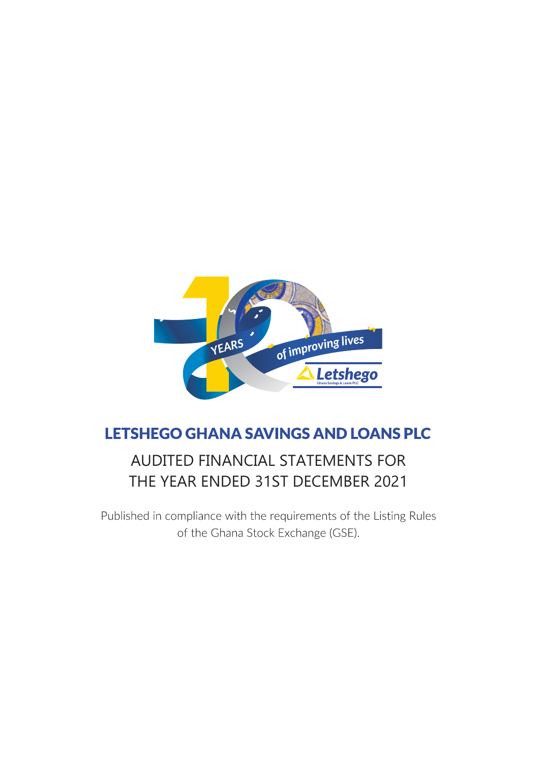# LETSHEGO GHANA SAVINGS AND LOANS PLC

## AUDITED FINANCIAL STATEMENTS FOR THE YEAR ENDED 31ST DECEMBER 2021

Published in compliance with the requirements of the Listing Rules of the Ghana Stock Exchange (GSE).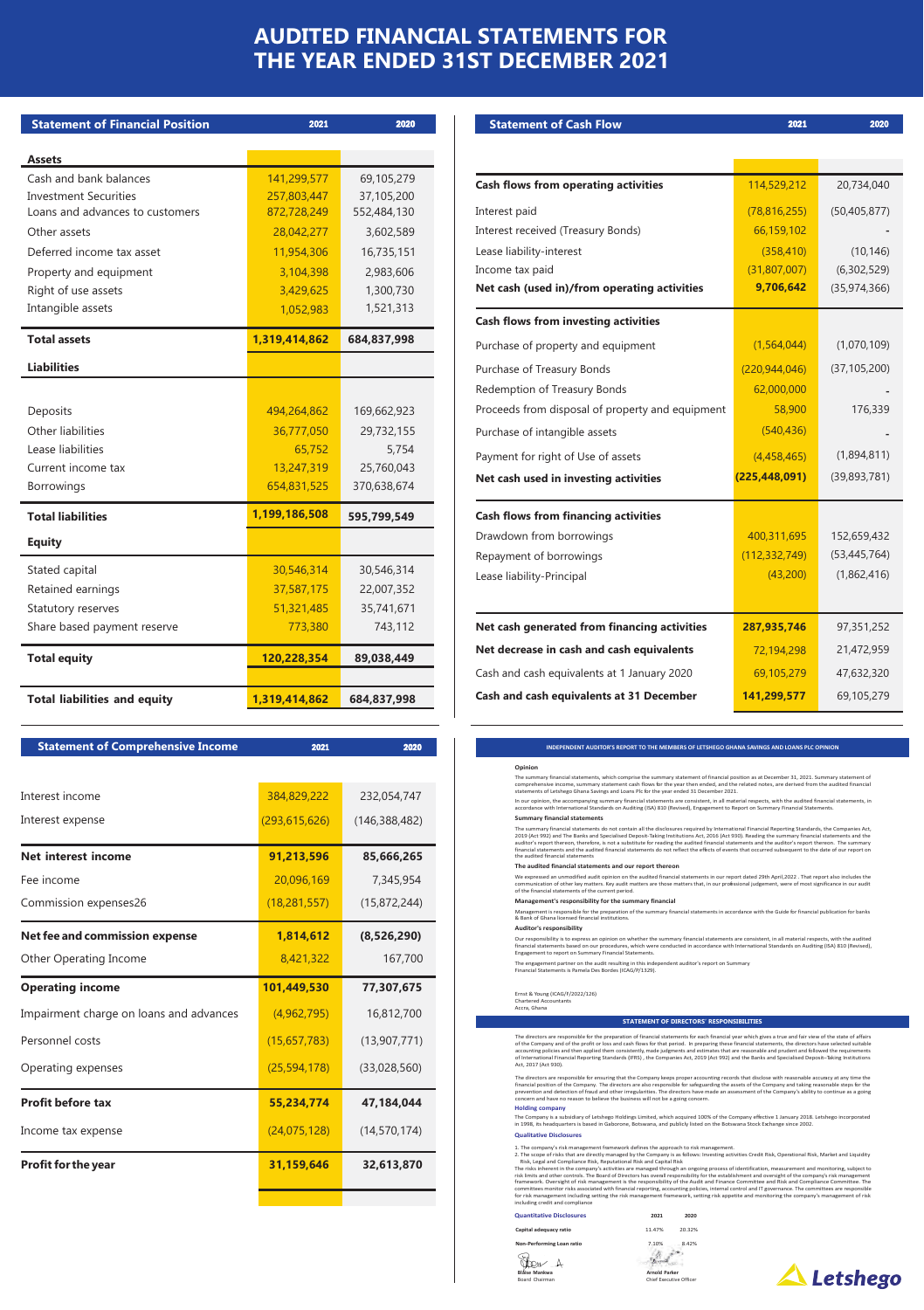# AUDITED FINANCIAL STATEMENTS FOR THE YEAR ENDED 31ST DECEMBER 2021

| Statement of Financial Position | 2021 | 2020 |
|---|---|---|
| **Assets** | | |
| Cash and bank balances | 141,299,577 | 69,105,279 |
| Investment Securities | 257,803,447 | 37,105,200 |
| Loans and advances to customers | 872,728,249 | 552,484,130 |
| Other assets | 28,042,277 | 3,602,589 |
| Deferred income tax asset | 11,954,306 | 16,735,151 |
| Property and equipment | 3,104,398 | 2,983,606 |
| Right of use assets | 3,429,625 | 1,300,730 |
| Intangible assets | 1,052,983 | 1,521,313 |
| **Total assets** | **1,319,414,862** | **684,837,998** |
| **Liabilities** | | |
| Deposits | 494,264,862 | 169,662,923 |
| Other liabilities | 36,777,050 | 29,732,155 |
| Lease liabilities | 65,752 | 5,754 |
| Current income tax | 13,247,319 | 25,760,043 |
| Borrowings | 654,831,525 | 370,638,674 |
| **Total liabilities** | **1,199,186,508** | **595,799,549** |
| **Equity** | | |
| Stated capital | 30,546,314 | 30,546,314 |
| Retained earnings | 37,587,175 | 22,007,352 |
| Statutory reserves | 51,321,485 | 35,741,671 |
| Share based payment reserve | 773,380 | 743,112 |
| **Total equity** | **120,228,354** | **89,038,449** |
| **Total liabilities and equity** | **1,319,414,862** | **684,837,998** |

| Statement of Cash Flow | 2021 | 2020 |
|---|---|---|
| **Cash flows from operating activities** | 114,529,212 | 20,734,040 |
| Interest paid | (78,816,255) | (50,405,877) |
| Interest received (Treasury Bonds) | 66,159,102 | - |
| Lease liability-interest | (358,410) | (10,146) |
| Income tax paid | (31,807,007) | (6,302,529) |
| **Net cash (used in)/from operating activities** | **9,706,642** | (35,974,366) |
| **Cash flows from investing activities** | | |
| Purchase of property and equipment | (1,564,044) | (1,070,109) |
| Purchase of Treasury Bonds | (220,944,046) | (37,105,200) |
| Redemption of Treasury Bonds | 62,000,000 | - |
| Proceeds from disposal of property and equipment | 58,900 | 176,339 |
| Purchase of intangible assets | (540,436) | - |
| Payment for right of Use of assets | (4,458,465) | (1,894,811) |
| **Net cash used in investing activities** | **(225,448,091)** | (39,893,781) |
| **Cash flows from financing activities** | | |
| Drawdown from borrowings | 400,311,695 | 152,659,432 |
| Repayment of borrowings | (112,332,749) | (53,445,764) |
| Lease liability-Principal | (43,200) | (1,862,416) |
| **Net cash generated from financing activities** | **287,935,746** | 97,351,252 |
| **Net decrease in cash and cash equivalents** | 72,194,298 | 21,472,959 |
| Cash and cash equivalents at 1 January 2020 | 69,105,279 | 47,632,320 |
| **Cash and cash equivalents at 31 December** | **141,299,577** | 69,105,279 |

| Statement of Comprehensive Income | 2021 | 2020 |
|---|---|---|
| Interest income | 384,829,222 | 232,054,747 |
| Interest expense | (293,615,626) | (146,388,482) |
| **Net interest income** | **91,213,596** | **85,666,265** |
| Fee income | 20,096,169 | 7,345,954 |
| Commission expenses26 | (18,281,557) | (15,872,244) |
| **Net fee and commission expense** | **1,814,612** | **(8,526,290)** |
| Other Operating Income | 8,421,322 | 167,700 |
| **Operating income** | **101,449,530** | **77,307,675** |
| Impairment charge on loans and advances | (4,962,795) | 16,812,700 |
| Personnel costs | (15,657,783) | (13,907,771) |
| Operating expenses | (25,594,178) | (33,028,560) |
| **Profit before tax** | **55,234,774** | **47,184,044** |
| Income tax expense | (24,075,128) | (14,570,174) |
| **Profit for the year** | **31,159,646** | **32,613,870** |

## INDEPENDENT AUDITOR'S REPORT TO THE MEMBERS OF LETSHEGO GHANA SAVINGS AND LOANS PLC OPINION

**Opinion**

The summary financial statements, which comprise the summary statement of financial position as at December 31, 2021. Summary statement of comprehensive income, summary statement cash flows for the year then ended, and the related notes, are derived from the audited financial statements of Letshego Ghana Savings and Loans Plc for the year ended 31 December 2021.

In our opinion, the accompanying summary financial statements are consistent, in all material respects, with the audited financial statements, in accordance with International Standards on Auditing (ISA) 810 (Revised), Engagement to Report on Summary Financial Statements.

**Summary financial statements**

The summary financial statements do not contain all the disclosures required by International Financial Reporting Standards, the Companies Act, 2019 (Act 992) and The Banks and Specialised Deposit-Taking Institutions Act, 2016 (Act 930). Reading the summary financial statements and the auditor's report thereon, therefore, is not a substitute for reading the audited financial statements and the auditor's report thereon. The summary financial statements and the audited financial statements do not reflect the effects of events that occurred subsequent to the date of our report on the audited financial statements

**The audited financial statements and our report thereon**

We expressed an unmodified audit opinion on the audited financial statements in our report dated 29th April,2022 . That report also includes the communication of other key matters. Key audit matters are those matters that, in our professional judgement, were of most significance in our audit of the financial statements of the current period.

**Management's responsibility for the summary financial**

Management is responsible for the preparation of the summary financial statements in accordance with the Guide for financial publication for banks & Bank of Ghana licensed financial institutions.

**Auditor's responsibility**

Our responsibility is to express an opinion on whether the summary financial statements are consistent, in all material respects, with the audited financial statements based on our procedures, which were conducted in accordance with International Standards on Auditing (ISA) 810 (Revised), Engagement to report on Summary Financial Statements.

The engagement partner on the audit resulting in this independent auditor's report on Summary Financial Statements is Pamela Des Bordes (ICAG/P/1329).

Ernst & Young (ICAG/F/2022/126)
Chartered Accountants
Accra, Ghana

## STATEMENT OF DIRECTORS' RESPONSIBILITIES

The directors are responsible for the preparation of financial statements for each financial year which gives a true and fair view of the state of affairs of the Company and of the profit or loss and cash flows for that period. In preparing these financial statements, the directors have selected suitable accounting policies and then applied them consistently, made judgments and estimates that are reasonable and prudent and followed the requirements of International Financial Reporting Standards (IFRS) , the Companies Act, 2019 (Act 992) and the Banks and Specialised Deposit–Taking Institutions Act, 2017 (Act 930).

The directors are responsible for ensuring that the Company keeps proper accounting records that disclose with reasonable accuracy at any time the financial position of the Company. The directors are also responsible for safeguarding the assets of the Company and taking reasonable steps for the prevention and detection of fraud and other irregularities. The directors have made an assessment of the Company's ability to continue as a going concern and have no reason to believe the business will not be a going concern.

**Holding company**

The Company is a subsidiary of Letshego Holdings Limited, which acquired 100% of the Company effective 1 January 2018. Letshego incorporated in 1998, its headquarters is based in Gaborone, Botswana, and publicly listed on the Botswana Stock Exchange since 2002.

**Qualitative Disclosures**

1. The company's risk management framework defines the approach to risk management.
2. The scope of risks that are directly managed by the Company is as follows: Investing activities Credit Risk, Operational Risk, Market and Liquidity Risk, Legal and Compliance Risk, Reputational Risk and Capital Risk

The risks inherent in the company's activities are managed through an ongoing process of identification, measurement and monitoring, subject to risk limits and other controls. The Board of Directors has overall responsibility for the establishment and oversight of the company's risk management framework. Oversight of risk management is the responsibility of the Audit and Finance Committee and Risk and Compliance Committee. The committees monitor risks associated with financial reporting, accounting policies, internal control and IT governance. The committees are responsible for risk management including setting the risk management framework, setting risk appetite and monitoring the company's management of risk including credit and compliance

| Quantitative Disclosures | 2021 | 2020 |
|---|---|---|
| Capital adequacy ratio | 11.47% | 20.32% |
| Non-Performing Loan ratio | 7.10% | 8.42% |

**Blasse Mankwa**
Board Chairman

**Arnold Parker**
Chief Executive Officer

Letshego